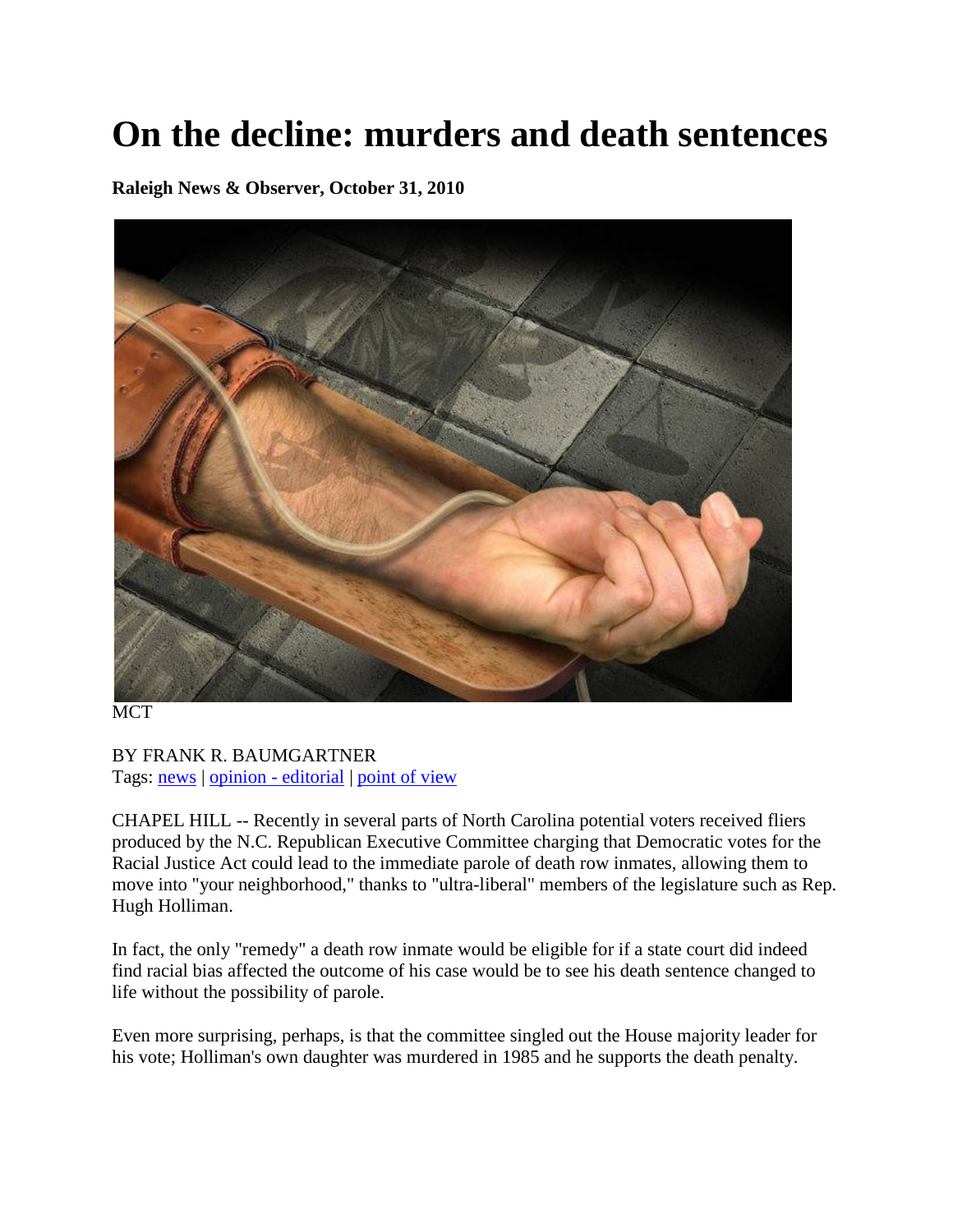# On the decline: murders and death sentences

**Raleigh News & Observer, October 31, 2010**

MCT

BY FRANK R. BAUMGARTNER
Tags: news | opinion - editorial | point of view

CHAPEL HILL -- Recently in several parts of North Carolina potential voters received fliers produced by the N.C. Republican Executive Committee charging that Democratic votes for the Racial Justice Act could lead to the immediate parole of death row inmates, allowing them to move into "your neighborhood," thanks to "ultra-liberal" members of the legislature such as Rep. Hugh Holliman.

In fact, the only "remedy" a death row inmate would be eligible for if a state court did indeed find racial bias affected the outcome of his case would be to see his death sentence changed to life without the possibility of parole.

Even more surprising, perhaps, is that the committee singled out the House majority leader for his vote; Holliman's own daughter was murdered in 1985 and he supports the death penalty.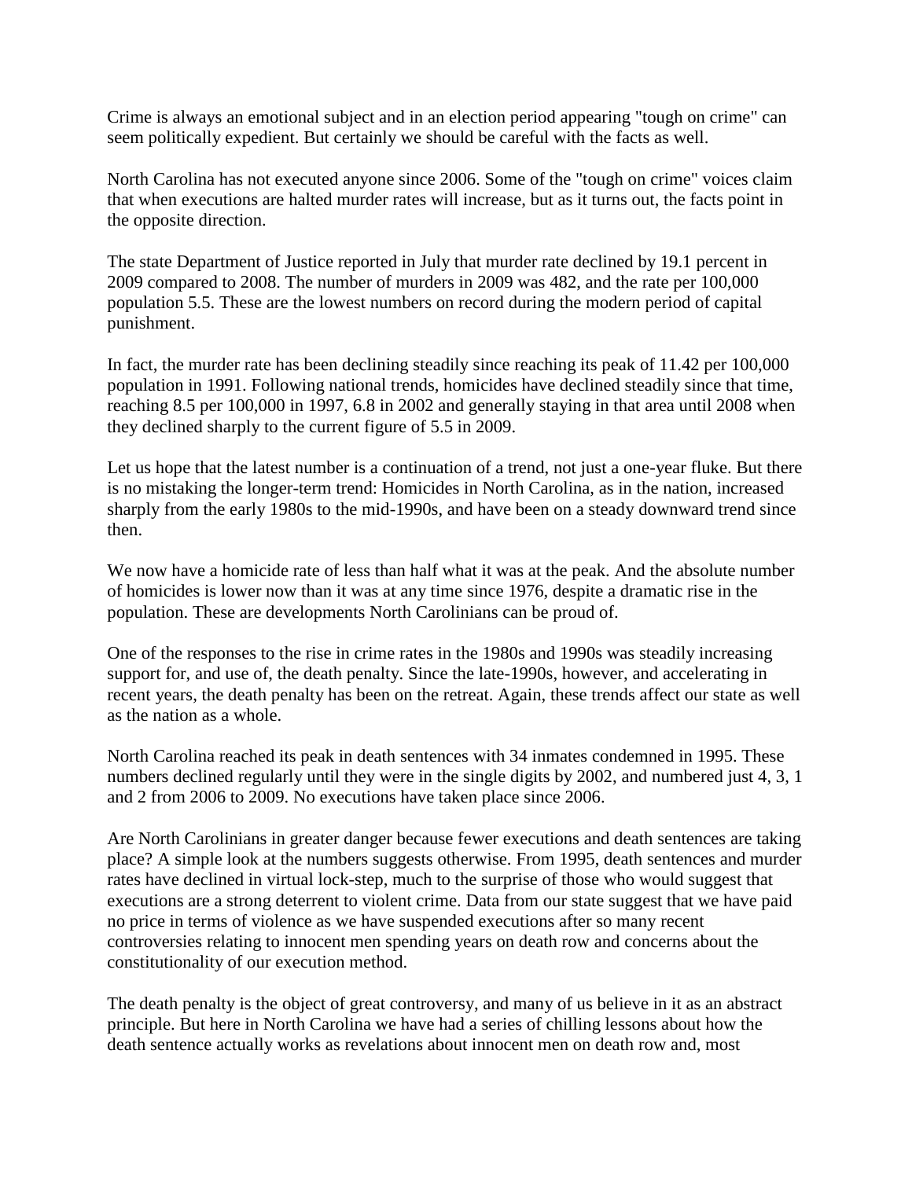Crime is always an emotional subject and in an election period appearing "tough on crime" can seem politically expedient. But certainly we should be careful with the facts as well.

North Carolina has not executed anyone since 2006. Some of the "tough on crime" voices claim that when executions are halted murder rates will increase, but as it turns out, the facts point in the opposite direction.

The state Department of Justice reported in July that murder rate declined by 19.1 percent in 2009 compared to 2008. The number of murders in 2009 was 482, and the rate per 100,000 population 5.5. These are the lowest numbers on record during the modern period of capital punishment.

In fact, the murder rate has been declining steadily since reaching its peak of 11.42 per 100,000 population in 1991. Following national trends, homicides have declined steadily since that time, reaching 8.5 per 100,000 in 1997, 6.8 in 2002 and generally staying in that area until 2008 when they declined sharply to the current figure of 5.5 in 2009.

Let us hope that the latest number is a continuation of a trend, not just a one-year fluke. But there is no mistaking the longer-term trend: Homicides in North Carolina, as in the nation, increased sharply from the early 1980s to the mid-1990s, and have been on a steady downward trend since then.

We now have a homicide rate of less than half what it was at the peak. And the absolute number of homicides is lower now than it was at any time since 1976, despite a dramatic rise in the population. These are developments North Carolinians can be proud of.

One of the responses to the rise in crime rates in the 1980s and 1990s was steadily increasing support for, and use of, the death penalty. Since the late-1990s, however, and accelerating in recent years, the death penalty has been on the retreat. Again, these trends affect our state as well as the nation as a whole.

North Carolina reached its peak in death sentences with 34 inmates condemned in 1995. These numbers declined regularly until they were in the single digits by 2002, and numbered just 4, 3, 1 and 2 from 2006 to 2009. No executions have taken place since 2006.

Are North Carolinians in greater danger because fewer executions and death sentences are taking place? A simple look at the numbers suggests otherwise. From 1995, death sentences and murder rates have declined in virtual lock-step, much to the surprise of those who would suggest that executions are a strong deterrent to violent crime. Data from our state suggest that we have paid no price in terms of violence as we have suspended executions after so many recent controversies relating to innocent men spending years on death row and concerns about the constitutionality of our execution method.

The death penalty is the object of great controversy, and many of us believe in it as an abstract principle. But here in North Carolina we have had a series of chilling lessons about how the death sentence actually works as revelations about innocent men on death row and, most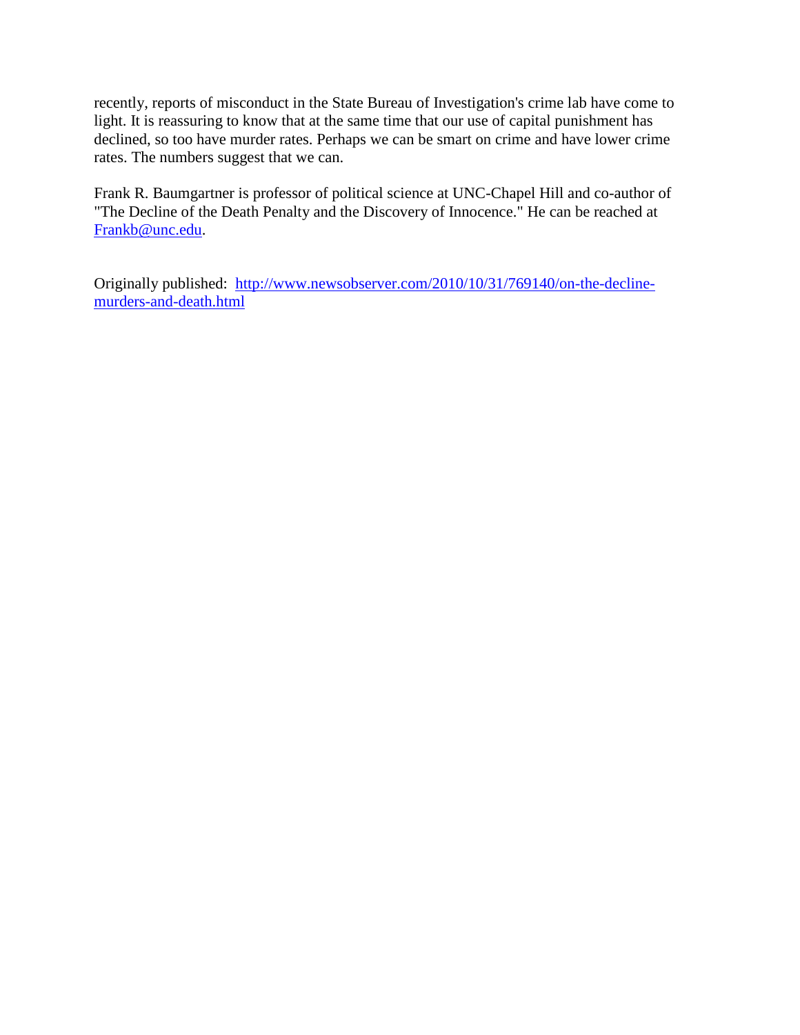recently, reports of misconduct in the State Bureau of Investigation's crime lab have come to light. It is reassuring to know that at the same time that our use of capital punishment has declined, so too have murder rates. Perhaps we can be smart on crime and have lower crime rates. The numbers suggest that we can.

Frank R. Baumgartner is professor of political science at UNC-Chapel Hill and co-author of "The Decline of the Death Penalty and the Discovery of Innocence." He can be reached at [Frankb@unc.edu](mailto:Frankb@unc.edu).

Originally published: [http://www.newsobserver.com/2010/10/31/769140/on-the-decline-murders-and-death.html](http://www.newsobserver.com/2010/10/31/769140/on-the-decline-murders-and-death.html)